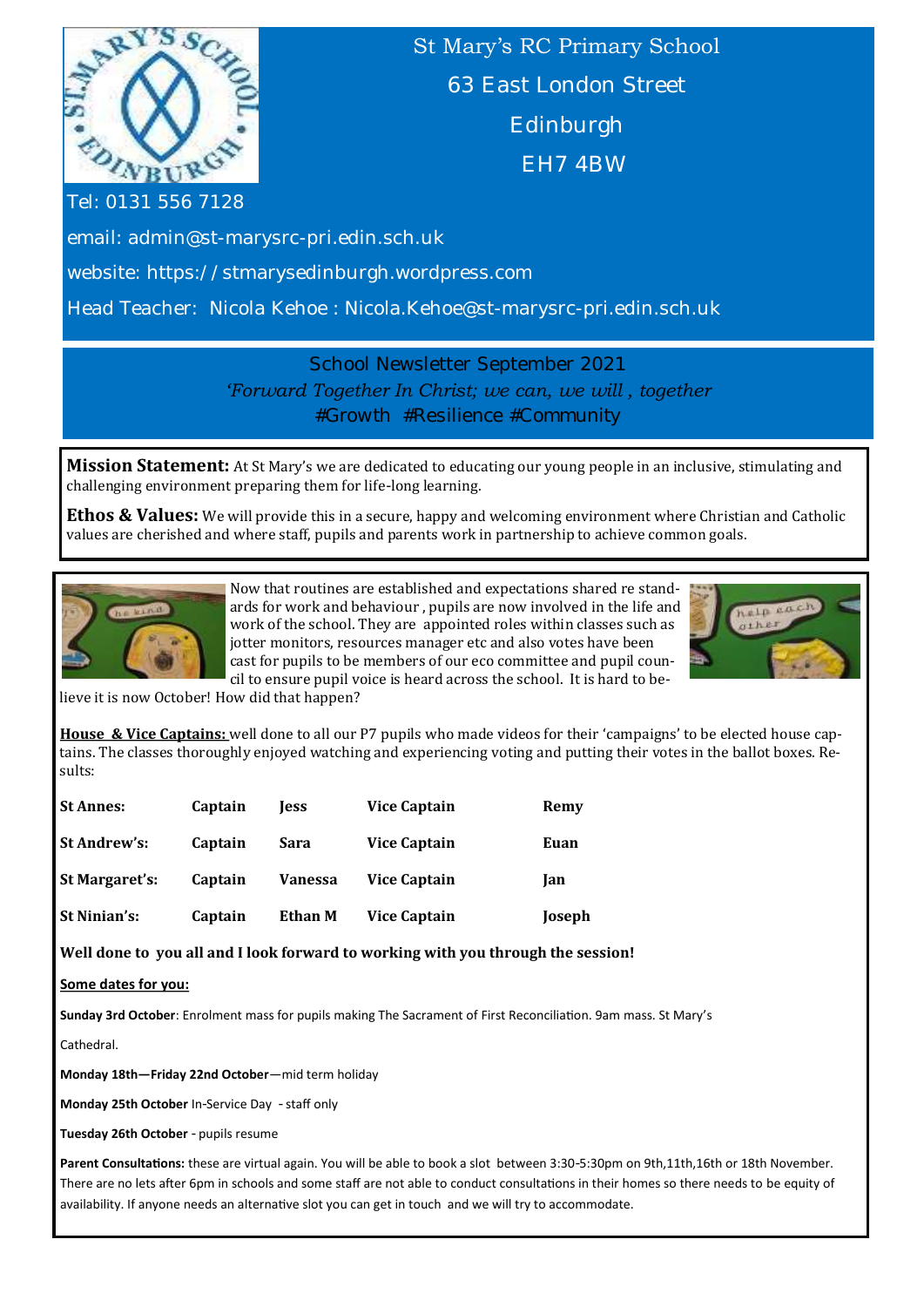St Mary's RC Primary School

63 East London Street

Edinburgh

EH7 4BW

Tel: 0131 556 7128

email: admin@st-marysrc-pri.edin.sch.uk

website: https://stmarysedinburgh.wordpress.com

Head Teacher: Nicola Kehoe : Nicola.Kehoe@st-marysrc-pri.edin.sch.uk

## School Newsletter September 2021

*'Forward Together In Christ; we can, we will , together*

#Growth #Resilience #Community

**Mission Statement:** At St Mary's we are dedicated to educating our young people in an inclusive, stimulating and challenging environment preparing them for life-long learning.

**Ethos & Values:** We will provide this in a secure, happy and welcoming environment where Christian and Catholic values are cherished and where staff, pupils and parents work in partnership to achieve common goals.

Now that routines are established and expectations shared re standards for work and behaviour , pupils are now involved in the life and work of the school. They are appointed roles within classes such as jotter monitors, resources manager etc and also votes have been cast for pupils to be members of our eco committee and pupil council to ensure pupil voice is heard across the school. It is hard to believe it is now October! How did that happen?

**House & Vice Captains:** well done to all our P7 pupils who made videos for their 'campaigns' to be elected house captains. The classes thoroughly enjoyed watching and experiencing voting and putting their votes in the ballot boxes. Results:

| House | | | | |
|---|---|---|---|---|
| **St Annes:** | **Captain** | **Jess** | **Vice Captain** | **Remy** |
| **St Andrew's:** | **Captain** | **Sara** | **Vice Captain** | **Euan** |
| **St Margaret's:** | **Captain** | **Vanessa** | **Vice Captain** | **Jan** |
| **St Ninian's:** | **Captain** | **Ethan M** | **Vice Captain** | **Joseph** |

**Well done to you all and I look forward to working with you through the session!**

**Some dates for you:**

**Sunday 3rd October**: Enrolment mass for pupils making The Sacrament of First Reconciliation. 9am mass. St Mary's Cathedral.

**Monday 18th—Friday 22nd October**—mid term holiday

**Monday 25th October** In-Service Day - staff only

**Tuesday 26th October** - pupils resume

**Parent Consultations:** these are virtual again. You will be able to book a slot between 3:30-5:30pm on 9th,11th,16th or 18th November. There are no lets after 6pm in schools and some staff are not able to conduct consultations in their homes so there needs to be equity of availability. If anyone needs an alternative slot you can get in touch and we will try to accommodate.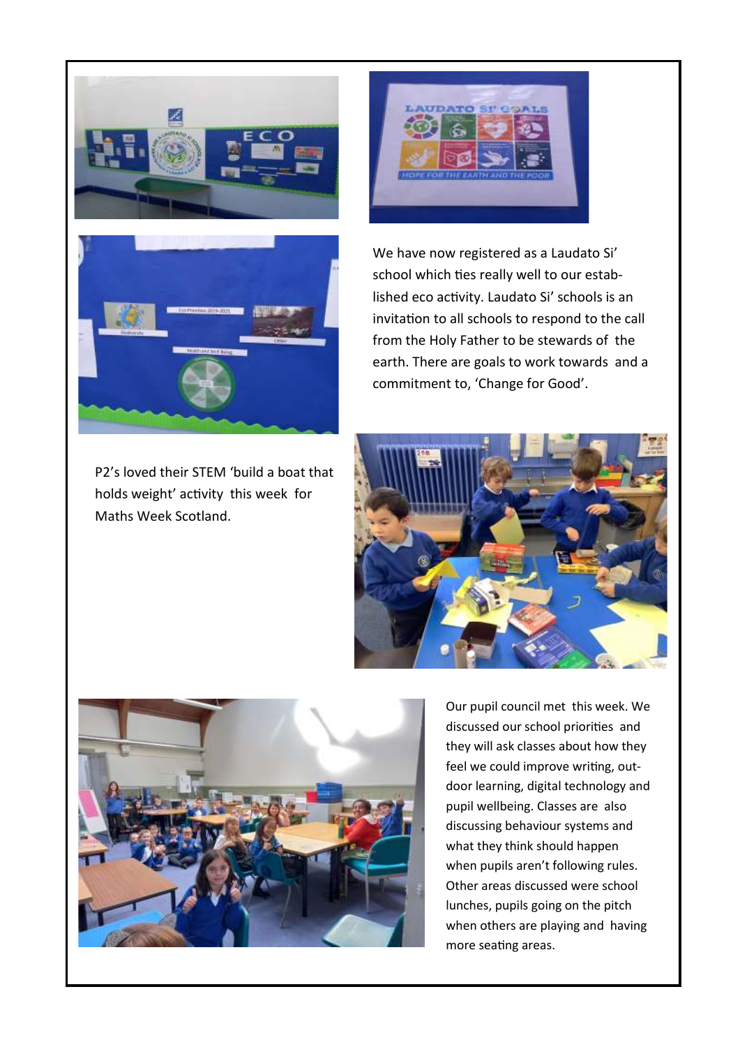We have now registered as a Laudato Si' school which ties really well to our established eco activity. Laudato Si' schools is an invitation to all schools to respond to the call from the Holy Father to be stewards of the earth. There are goals to work towards and a commitment to, 'Change for Good'.

P2's loved their STEM 'build a boat that holds weight' activity this week for Maths Week Scotland.

Our pupil council met this week. We discussed our school priorities and they will ask classes about how they feel we could improve writing, outdoor learning, digital technology and pupil wellbeing. Classes are also discussing behaviour systems and what they think should happen when pupils aren't following rules. Other areas discussed were school lunches, pupils going on the pitch when others are playing and having more seating areas.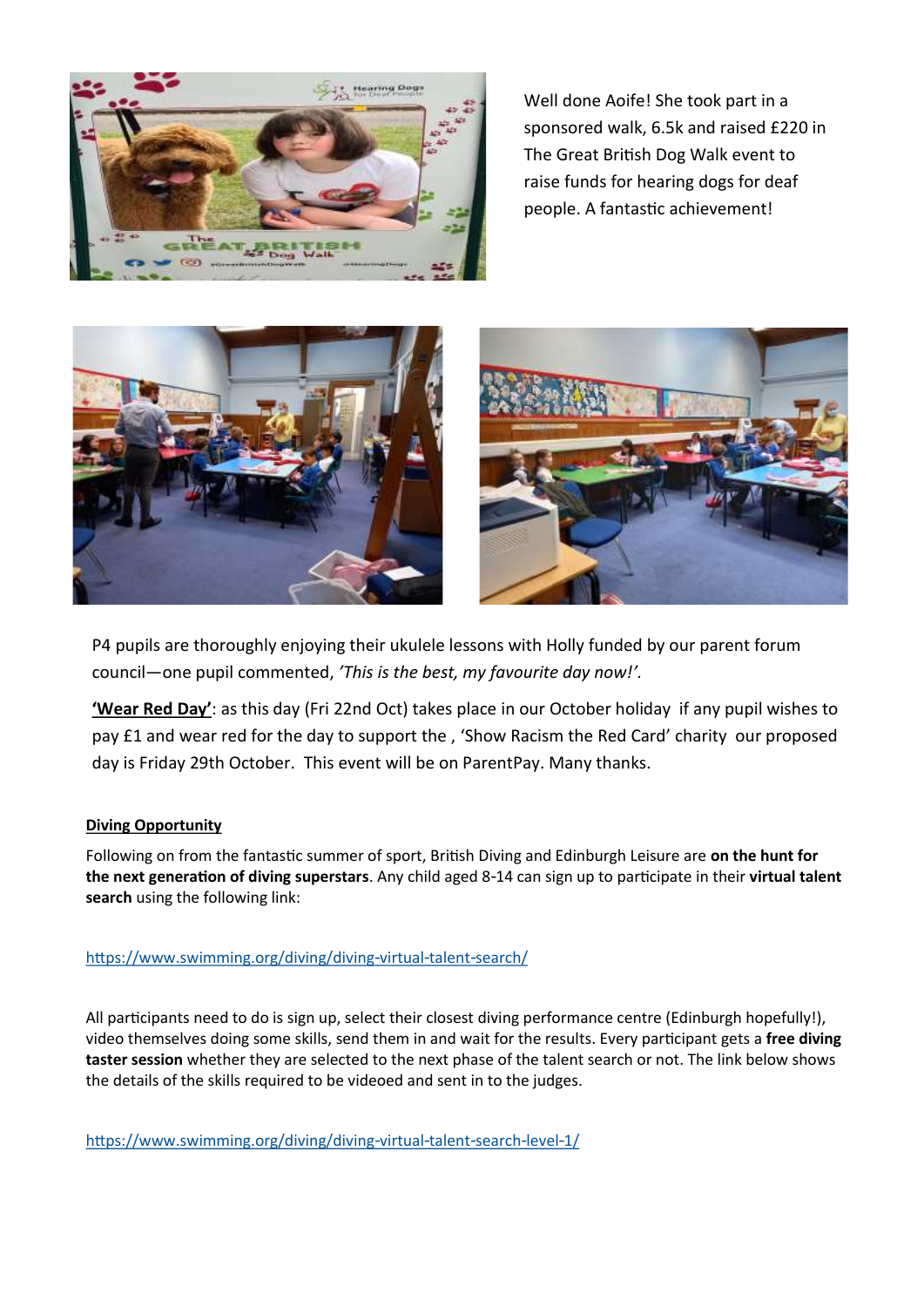Well done Aoife! She took part in a sponsored walk, 6.5k and raised £220 in The Great British Dog Walk event to raise funds for hearing dogs for deaf people. A fantastic achievement!

P4 pupils are thoroughly enjoying their ukulele lessons with Holly funded by our parent forum council—one pupil commented, *'This is the best, my favourite day now!'.*

**'Wear Red Day'**: as this day (Fri 22nd Oct) takes place in our October holiday if any pupil wishes to pay £1 and wear red for the day to support the , 'Show Racism the Red Card' charity our proposed day is Friday 29th October. This event will be on ParentPay. Many thanks.

**Diving Opportunity**

Following on from the fantastic summer of sport, British Diving and Edinburgh Leisure are **on the hunt for the next generation of diving superstars**. Any child aged 8-14 can sign up to participate in their **virtual talent search** using the following link:

https://www.swimming.org/diving/diving-virtual-talent-search/

All participants need to do is sign up, select their closest diving performance centre (Edinburgh hopefully!), video themselves doing some skills, send them in and wait for the results. Every participant gets a **free diving taster session** whether they are selected to the next phase of the talent search or not. The link below shows the details of the skills required to be videoed and sent in to the judges.

https://www.swimming.org/diving/diving-virtual-talent-search-level-1/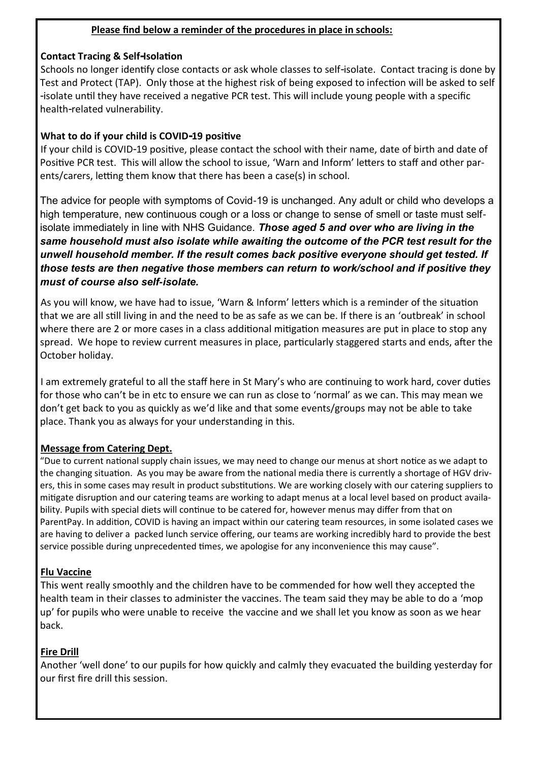**Please find below a reminder of the procedures in place in schools:**

**Contact Tracing & Self-Isolation**

Schools no longer identify close contacts or ask whole classes to self-isolate. Contact tracing is done by Test and Protect (TAP). Only those at the highest risk of being exposed to infection will be asked to self-isolate until they have received a negative PCR test. This will include young people with a specific health-related vulnerability.

**What to do if your child is COVID-19 positive**

If your child is COVID-19 positive, please contact the school with their name, date of birth and date of Positive PCR test. This will allow the school to issue, 'Warn and Inform' letters to staff and other parents/carers, letting them know that there has been a case(s) in school.

The advice for people with symptoms of Covid-19 is unchanged. Any adult or child who develops a high temperature, new continuous cough or a loss or change to sense of smell or taste must self-isolate immediately in line with NHS Guidance. ***Those aged 5 and over who are living in the same household must also isolate while awaiting the outcome of the PCR test result for the unwell household member. If the result comes back positive everyone should get tested. If those tests are then negative those members can return to work/school and if positive they must of course also self-isolate.***

As you will know, we have had to issue, 'Warn & Inform' letters which is a reminder of the situation that we are all still living in and the need to be as safe as we can be. If there is an 'outbreak' in school where there are 2 or more cases in a class additional mitigation measures are put in place to stop any spread. We hope to review current measures in place, particularly staggered starts and ends, after the October holiday.

I am extremely grateful to all the staff here in St Mary's who are continuing to work hard, cover duties for those who can't be in etc to ensure we can run as close to 'normal' as we can. This may mean we don't get back to you as quickly as we'd like and that some events/groups may not be able to take place. Thank you as always for your understanding in this.

**Message from Catering Dept.**

"Due to current national supply chain issues, we may need to change our menus at short notice as we adapt to the changing situation. As you may be aware from the national media there is currently a shortage of HGV drivers, this in some cases may result in product substitutions. We are working closely with our catering suppliers to mitigate disruption and our catering teams are working to adapt menus at a local level based on product availability. Pupils with special diets will continue to be catered for, however menus may differ from that on ParentPay. In addition, COVID is having an impact within our catering team resources, in some isolated cases we are having to deliver a packed lunch service offering, our teams are working incredibly hard to provide the best service possible during unprecedented times, we apologise for any inconvenience this may cause".

**Flu Vaccine**

This went really smoothly and the children have to be commended for how well they accepted the health team in their classes to administer the vaccines. The team said they may be able to do a 'mop up' for pupils who were unable to receive the vaccine and we shall let you know as soon as we hear back.

**Fire Drill**

Another 'well done' to our pupils for how quickly and calmly they evacuated the building yesterday for our first fire drill this session.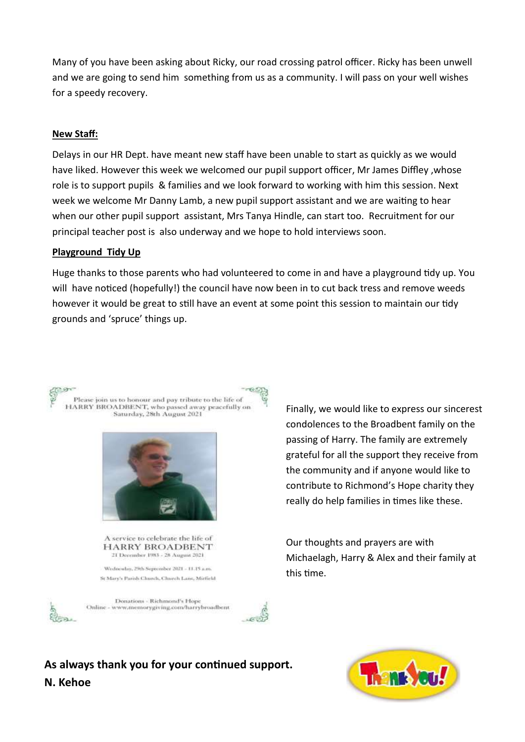Many of you have been asking about Ricky, our road crossing patrol officer. Ricky has been unwell and we are going to send him something from us as a community. I will pass on your well wishes for a speedy recovery.

**New Staff:**

Delays in our HR Dept. have meant new staff have been unable to start as quickly as we would have liked. However this week we welcomed our pupil support officer, Mr James Diffley ,whose role is to support pupils & families and we look forward to working with him this session. Next week we welcome Mr Danny Lamb, a new pupil support assistant and we are waiting to hear when our other pupil support assistant, Mrs Tanya Hindle, can start too. Recruitment for our principal teacher post is also underway and we hope to hold interviews soon.

**Playground Tidy Up**

Huge thanks to those parents who had volunteered to come in and have a playground tidy up. You will have noticed (hopefully!) the council have now been in to cut back tress and remove weeds however it would be great to still have an event at some point this session to maintain our tidy grounds and 'spruce' things up.

Please join us to honour and pay tribute to the life of HARRY BROADBENT, who passed away peacefully on Saturday, 28th August 2021

A service to celebrate the life of
HARRY BROADBENT
21 December 1983 - 28 August 2021

Wednesday, 29th September 2021 - 11.15 a.m.
St Mary's Parish Church, Church Lane, Mirfield

Donations - Richmond's Hope
Online - www.memorygiving.com/harrybroadbent

Finally, we would like to express our sincerest condolences to the Broadbent family on the passing of Harry. The family are extremely grateful for all the support they receive from the community and if anyone would like to contribute to Richmond's Hope charity they really do help families in times like these.

Our thoughts and prayers are with Michaelagh, Harry & Alex and their family at this time.

**As always thank you for your continued support.**
**N. Kehoe**

Thank You!